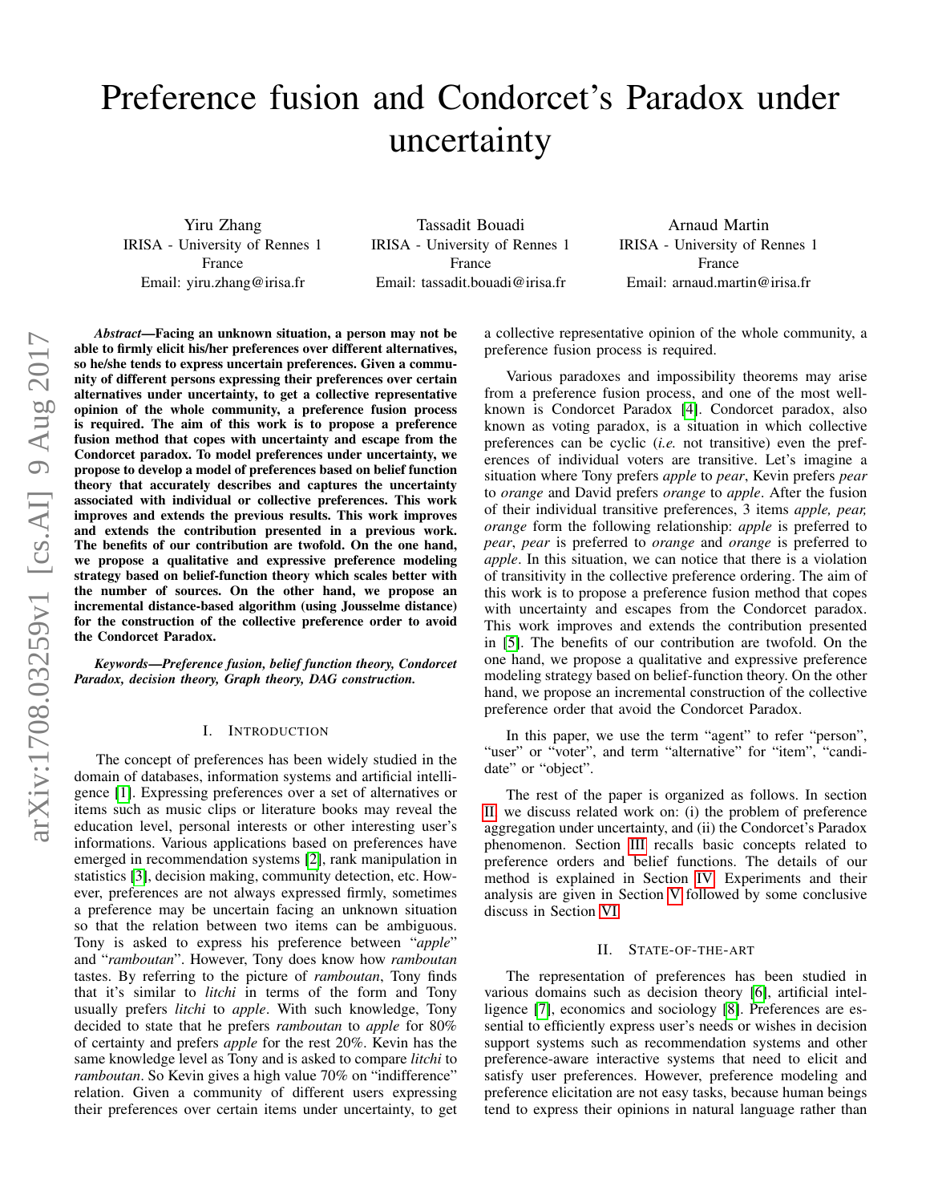# Preference fusion and Condorcet's Paradox under uncertainty

Yiru Zhang
IRISA - University of Rennes 1
France
Email: yiru.zhang@irisa.fr

Tassadit Bouadi
IRISA - University of Rennes 1
France
Email: tassadit.bouadi@irisa.fr

Arnaud Martin
IRISA - University of Rennes 1
France
Email: arnaud.martin@irisa.fr

***Abstract*—Facing an unknown situation, a person may not be able to firmly elicit his/her preferences over different alternatives, so he/she tends to express uncertain preferences. Given a community of different persons expressing their preferences over certain alternatives under uncertainty, to get a collective representative opinion of the whole community, a preference fusion process is required. The aim of this work is to propose a preference fusion method that copes with uncertainty and escape from the Condorcet paradox. To model preferences under uncertainty, we propose to develop a model of preferences based on belief function theory that accurately describes and captures the uncertainty associated with individual or collective preferences. This work improves and extends the previous results. This work improves and extends the contribution presented in a previous work. The benefits of our contribution are twofold. On the one hand, we propose a qualitative and expressive preference modeling strategy based on belief-function theory which scales better with the number of sources. On the other hand, we propose an incremental distance-based algorithm (using Jousselme distance) for the construction of the collective preference order to avoid the Condorcet Paradox.**

***Keywords*—Preference fusion, belief function theory, Condorcet Paradox, decision theory, Graph theory, DAG construction.**

## I. Introduction

The concept of preferences has been widely studied in the domain of databases, information systems and artificial intelligence [1]. Expressing preferences over a set of alternatives or items such as music clips or literature books may reveal the education level, personal interests or other interesting user's informations. Various applications based on preferences have emerged in recommendation systems [2], rank manipulation in statistics [3], decision making, community detection, etc. However, preferences are not always expressed firmly, sometimes a preference may be uncertain facing an unknown situation so that the relation between two items can be ambiguous. Tony is asked to express his preference between "*apple*" and "*ramboutan*". However, Tony does know how *ramboutan* tastes. By referring to the picture of *ramboutan*, Tony finds that it's similar to *litchi* in terms of the form and Tony usually prefers *litchi* to *apple*. With such knowledge, Tony decided to state that he prefers *ramboutan* to *apple* for 80% of certainty and prefers *apple* for the rest 20%. Kevin has the same knowledge level as Tony and is asked to compare *litchi* to *ramboutan*. So Kevin gives a high value 70% on "indifference" relation. Given a community of different users expressing their preferences over certain items under uncertainty, to get a collective representative opinion of the whole community, a preference fusion process is required.

Various paradoxes and impossibility theorems may arise from a preference fusion process, and one of the most well-known is Condorcet Paradox [4]. Condorcet paradox, also known as voting paradox, is a situation in which collective preferences can be cyclic (*i.e.* not transitive) even the preferences of individual voters are transitive. Let's imagine a situation where Tony prefers *apple* to *pear*, Kevin prefers *pear* to *orange* and David prefers *orange* to *apple*. After the fusion of their individual transitive preferences, 3 items *apple, pear, orange* form the following relationship: *apple* is preferred to *pear*, *pear* is preferred to *orange* and *orange* is preferred to *apple*. In this situation, we can notice that there is a violation of transitivity in the collective preference ordering. The aim of this work is to propose a preference fusion method that copes with uncertainty and escapes from the Condorcet paradox. This work improves and extends the contribution presented in [5]. The benefits of our contribution are twofold. On the one hand, we propose a qualitative and expressive preference modeling strategy based on belief-function theory. On the other hand, we propose an incremental construction of the collective preference order that avoid the Condorcet Paradox.

In this paper, we use the term "agent" to refer "person", "user" or "voter", and term "alternative" for "item", "candidate" or "object".

The rest of the paper is organized as follows. In section II we discuss related work on: (i) the problem of preference aggregation under uncertainty, and (ii) the Condorcet's Paradox phenomenon. Section III recalls basic concepts related to preference orders and belief functions. The details of our method is explained in Section IV. Experiments and their analysis are given in Section V followed by some conclusive discuss in Section VI.

## II. State-of-the-art

The representation of preferences has been studied in various domains such as decision theory [6], artificial intelligence [7], economics and sociology [8]. Preferences are essential to efficiently express user's needs or wishes in decision support systems such as recommendation systems and other preference-aware interactive systems that need to elicit and satisfy user preferences. However, preference modeling and preference elicitation are not easy tasks, because human beings tend to express their opinions in natural language rather than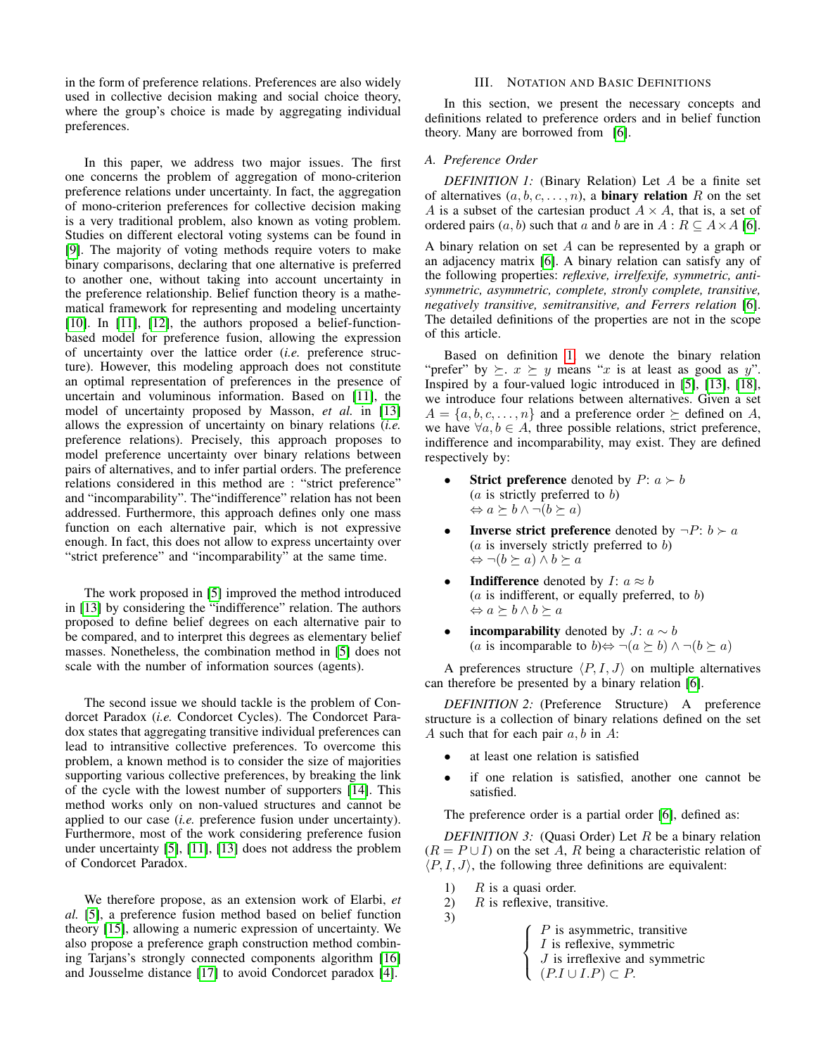in the form of preference relations. Preferences are also widely used in collective decision making and social choice theory, where the group's choice is made by aggregating individual preferences.

In this paper, we address two major issues. The first one concerns the problem of aggregation of mono-criterion preference relations under uncertainty. In fact, the aggregation of mono-criterion preferences for collective decision making is a very traditional problem, also known as voting problem. Studies on different electoral voting systems can be found in [9]. The majority of voting methods require voters to make binary comparisons, declaring that one alternative is preferred to another one, without taking into account uncertainty in the preference relationship. Belief function theory is a mathematical framework for representing and modeling uncertainty [10]. In [11], [12], the authors proposed a belief-function-based model for preference fusion, allowing the expression of uncertainty over the lattice order (*i.e.* preference structure). However, this modeling approach does not constitute an optimal representation of preferences in the presence of uncertain and voluminous information. Based on [11], the model of uncertainty proposed by Masson, *et al.* in [13] allows the expression of uncertainty on binary relations (*i.e.* preference relations). Precisely, this approach proposes to model preference uncertainty over binary relations between pairs of alternatives, and to infer partial orders. The preference relations considered in this method are : "strict preference" and "incomparability". The"indifference" relation has not been addressed. Furthermore, this approach defines only one mass function on each alternative pair, which is not expressive enough. In fact, this does not allow to express uncertainty over "strict preference" and "incomparability" at the same time.

The work proposed in [5] improved the method introduced in [13] by considering the "indifference" relation. The authors proposed to define belief degrees on each alternative pair to be compared, and to interpret this degrees as elementary belief masses. Nonetheless, the combination method in [5] does not scale with the number of information sources (agents).

The second issue we should tackle is the problem of Condorcet Paradox (*i.e.* Condorcet Cycles). The Condorcet Paradox states that aggregating transitive individual preferences can lead to intransitive collective preferences. To overcome this problem, a known method is to consider the size of majorities supporting various collective preferences, by breaking the link of the cycle with the lowest number of supporters [14]. This method works only on non-valued structures and cannot be applied to our case (*i.e.* preference fusion under uncertainty). Furthermore, most of the work considering preference fusion under uncertainty [5], [11], [13] does not address the problem of Condorcet Paradox.

We therefore propose, as an extension work of Elarbi, *et al.* [5], a preference fusion method based on belief function theory [15], allowing a numeric expression of uncertainty. We also propose a preference graph construction method combining Tarjans's strongly connected components algorithm [16] and Jousselme distance [17] to avoid Condorcet paradox [4].

## III. Notation and Basic Definitions

In this section, we present the necessary concepts and definitions related to preference orders and in belief function theory. Many are borrowed from [6].

### A. Preference Order

*DEFINITION 1:* (Binary Relation) Let $A$ be a finite set of alternatives $(a, b, c, \dots, n)$, a **binary relation** $R$ on the set $A$ is a subset of the cartesian product $A \times A$, that is, a set of ordered pairs $(a, b)$ such that $a$ and $b$ are in $A$ : $R \subseteq A \times A$ [6].

A binary relation on set $A$ can be represented by a graph or an adjacency matrix [6]. A binary relation can satisfy any of the following properties: *reflexive, irrelfexife, symmetric, anti-symmetric, asymmetric, complete, stronly complete, transitive, negatively transitive, semitransitive, and Ferrers relation* [6]. The detailed definitions of the properties are not in the scope of this article.

Based on definition 1, we denote the binary relation "prefer" by $\succeq$. $x \succeq y$ means "$x$ is at least as good as $y$". Inspired by a four-valued logic introduced in [5], [13], [18], we introduce four relations between alternatives. Given a set $A = \{a, b, c, \dots, n\}$ and a preference order $\succeq$ defined on $A$, we have $\forall a, b \in A$, three possible relations, strict preference, indifference and incomparability, may exist. They are defined respectively by:

- **Strict preference** denoted by $P$: $a \succ b$
  ($a$ is strictly preferred to $b$)
  $\Leftrightarrow a \succeq b \wedge \neg(b \succeq a)$
- **Inverse strict preference** denoted by $\neg P$: $b \succ a$
  ($a$ is inversely strictly preferred to $b$)
  $\Leftrightarrow \neg(b \succeq a) \wedge b \succeq a$
- **Indifference** denoted by $I$: $a \approx b$
  ($a$ is indifferent, or equally preferred, to $b$)
  $\Leftrightarrow a \succeq b \wedge b \succeq a$
- **incomparability** denoted by $J$: $a \sim b$
  ($a$ is incomparable to $b$)$\Leftrightarrow \neg(a \succeq b) \wedge \neg(b \succeq a)$

A preferences structure $\langle P, I, J \rangle$ on multiple alternatives can therefore be presented by a binary relation [6].

*DEFINITION 2:* (Preference Structure) A preference structure is a collection of binary relations defined on the set $A$ such that for each pair $a, b$ in $A$:

- at least one relation is satisfied
- if one relation is satisfied, another one cannot be satisfied.

The preference order is a partial order [6], defined as:

*DEFINITION 3:* (Quasi Order) Let $R$ be a binary relation ($R = P \cup I$) on the set $A$, $R$ being a characteristic relation of $\langle P, I, J \rangle$, the following three definitions are equivalent:

1) $R$ is a quasi order.
2) $R$ is reflexive, transitive.
3)

$$\begin{cases} P \text{ is asymmetric, transitive} \\ I \text{ is reflexive, symmetric} \\ J \text{ is irreflexive and symmetric} \\ (P.I \cup I.P) \subset P. \end{cases}$$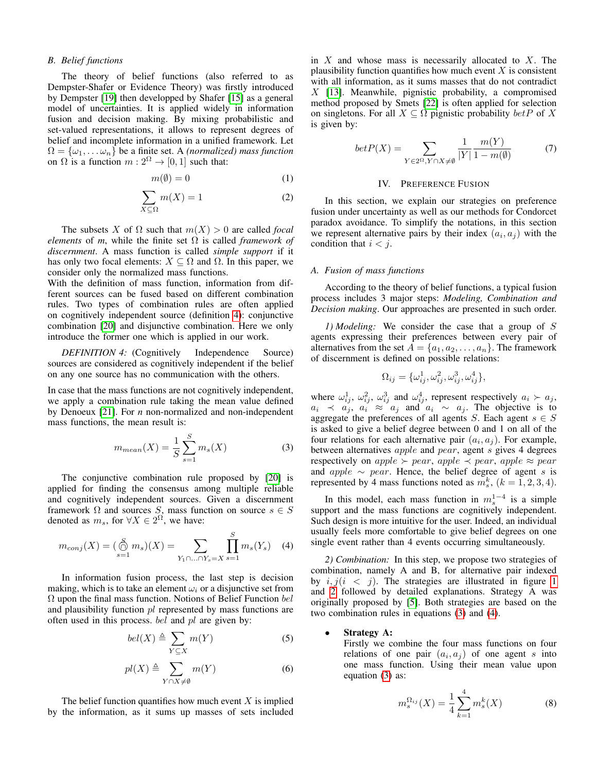### B. Belief functions

The theory of belief functions (also referred to as Dempster-Shafer or Evidence Theory) was firstly introduced by Dempster [19] then developped by Shafer [15] as a general model of uncertainties. It is applied widely in information fusion and decision making. By mixing probabilistic and set-valued representations, it allows to represent degrees of belief and incomplete information in a unified framework. Let $\Omega = \{\omega_1, \dots \omega_n\}$ be a finite set. A *(normalized) mass function* on $\Omega$ is a function $m : 2^\Omega \to [0, 1]$ such that:

$$m(\emptyset) = 0 \tag{1}$$

$$\sum_{X \subseteq \Omega} m(X) = 1 \tag{2}$$

The subsets $X$ of $\Omega$ such that $m(X) > 0$ are called *focal elements* of $m$, while the finite set $\Omega$ is called *framework of discernment*. A mass function is called *simple support* if it has only two focal elements: $X \subseteq \Omega$ and $\Omega$. In this paper, we consider only the normalized mass functions.

With the definition of mass function, information from different sources can be fused based on different combination rules. Two types of combination rules are often applied on cognitively independent source (definition 4): conjunctive combination [20] and disjunctive combination. Here we only introduce the former one which is applied in our work.

*DEFINITION 4:* (Cognitively Independence Source) sources are considered as cognitively independent if the belief on any one source has no communication with the others.

In case that the mass functions are not cognitively independent, we apply a combination rule taking the mean value defined by Denoeux [21]. For $n$ non-normalized and non-independent mass functions, the mean result is:

$$m_{mean}(X) = \frac{1}{S} \sum_{s=1}^{S} m_s(X) \tag{3}$$

The conjunctive combination rule proposed by [20] is applied for finding the consensus among multiple reliable and cognitively independent sources. Given a discernment framework $\Omega$ and sources $S$, mass function on source $s \in S$ denoted as $m_s$, for $\forall X \in 2^\Omega$, we have:

$$m_{conj}(X) = (\bigcirc\!\!\!\!\cap_{s=1}^{S} m_s)(X) = \sum_{Y_1 \cap \ldots \cap Y_s = X} \prod_{s=1}^{S} m_s(Y_s) \tag{4}$$

In information fusion process, the last step is decision making, which is to take an element $\omega_i$ or a disjunctive set from $\Omega$ upon the final mass function. Notions of Belief Function $bel$ and plausibility function $pl$ represented by mass functions are often used in this process. $bel$ and $pl$ are given by:

$$bel(X) \triangleq \sum_{Y \subseteq X} m(Y) \tag{5}$$

$$pl(X) \triangleq \sum_{Y \cap X \neq \emptyset} m(Y) \tag{6}$$

The belief function quantifies how much event $X$ is implied by the information, as it sums up masses of sets included in $X$ and whose mass is necessarily allocated to $X$. The plausibility function quantifies how much event $X$ is consistent with all information, as it sums masses that do not contradict $X$ [13]. Meanwhile, pignistic probability, a compromised method proposed by Smets [22] is often applied for selection on singletons. For all $X \subseteq \Omega$ pignistic probability $betP$ of $X$ is given by:

$$betP(X) = \sum_{Y \in 2^\Omega, Y \cap X \neq \emptyset} \frac{1}{|Y|} \frac{m(Y)}{1 - m(\emptyset)} \tag{7}$$

## IV. PREFERENCE FUSION

In this section, we explain our strategies on preference fusion under uncertainty as well as our methods for Condorcet paradox avoidance. To simplify the notations, in this section we represent alternative pairs by their index $(a_i, a_j)$ with the condition that $i < j$.

### A. Fusion of mass functions

According to the theory of belief functions, a typical fusion process includes 3 major steps: *Modeling, Combination and Decision making*. Our approaches are presented in such order.

*1) Modeling:* We consider the case that a group of $S$ agents expressing their preferences between every pair of alternatives from the set $A = \{a_1, a_2, \dots, a_n\}$. The framework of discernment is defined on possible relations:

$$\Omega_{ij} = \{\omega_{ij}^1, \omega_{ij}^2, \omega_{ij}^3, \omega_{ij}^4\},$$

where $\omega_{ij}^1$, $\omega_{ij}^2$, $\omega_{ij}^3$ and $\omega_{ij}^4$, represent respectively $a_i \succ a_j$, $a_i \prec a_j$, $a_i \approx a_j$ and $a_i \sim a_j$. The objective is to aggregate the preferences of all agents $S$. Each agent $s \in S$ is asked to give a belief degree between 0 and 1 on all of the four relations for each alternative pair $(a_i, a_j)$. For example, between alternatives *apple* and *pear*, agent $s$ gives 4 degrees respectively on *apple* $\succ$ *pear*, *apple* $\prec$ *pear*, *apple* $\approx$ *pear* and *apple* $\sim$ *pear*. Hence, the belief degree of agent $s$ is represented by 4 mass functions noted as $m_s^k$, $(k = 1, 2, 3, 4)$.

In this model, each mass function in $m_s^{1-4}$ is a simple support and the mass functions are cognitively independent. Such design is more intuitive for the user. Indeed, an individual usually feels more comfortable to give belief degrees on one single event rather than 4 events occurring simultaneously.

*2) Combination:* In this step, we propose two strategies of combination, namely A and B, for alternative pair indexed by $i, j (i < j)$. The strategies are illustrated in figure 1 and 2 followed by detailed explanations. Strategy A was originally proposed by [5]. Both strategies are based on the two combination rules in equations (3) and (4).

- **Strategy A:**
  Firstly we combine the four mass functions on four relations of one pair $(a_i, a_j)$ of one agent $s$ into one mass function. Using their mean value upon equation (3) as:

$$m_s^{\Omega_{ij}}(X) = \frac{1}{4} \sum_{k=1}^{4} m_s^k(X) \tag{8}$$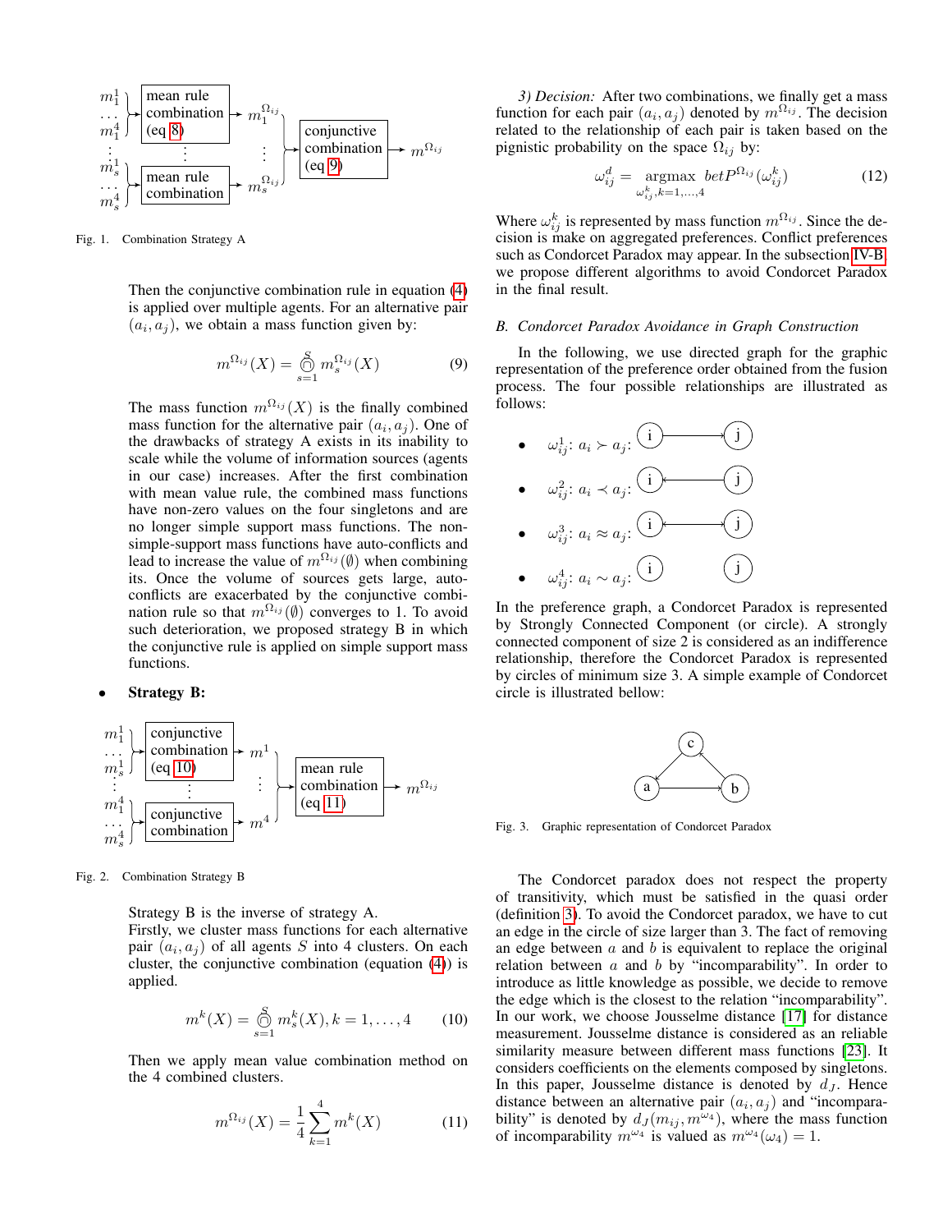Fig. 1. Combination Strategy A

Then the conjunctive combination rule in equation (4) is applied over multiple agents. For an alternative pair $(a_i, a_j)$, we obtain a mass function given by:

$$m^{\Omega_{ij}}(X) = \bigcirc\!\!\!\!\cap_{s=1}^{S} m_s^{\Omega_{ij}}(X) \tag{9}$$

The mass function $m^{\Omega_{ij}}(X)$ is the finally combined mass function for the alternative pair $(a_i, a_j)$. One of the drawbacks of strategy A exists in its inability to scale while the volume of information sources (agents in our case) increases. After the first combination with mean value rule, the combined mass functions have non-zero values on the four singletons and are no longer simple support mass functions. The non-simple-support mass functions have auto-conflicts and lead to increase the value of $m^{\Omega_{ij}}(\emptyset)$ when combining its. Once the volume of sources gets large, auto-conflicts are exacerbated by the conjunctive combination rule so that $m^{\Omega_{ij}}(\emptyset)$ converges to 1. To avoid such deterioration, we proposed strategy B in which the conjunctive rule is applied on simple support mass functions.

- **Strategy B:**

Fig. 2. Combination Strategy B

Strategy B is the inverse of strategy A.
Firstly, we cluster mass functions for each alternative pair $(a_i, a_j)$ of all agents $S$ into 4 clusters. On each cluster, the conjunctive combination (equation (4)) is applied.

$$m^k(X) = \bigcirc\!\!\!\!\cap_{s=1}^{S} m_s^k(X), k = 1, \ldots, 4 \tag{10}$$

Then we apply mean value combination method on the 4 combined clusters.

$$m^{\Omega_{ij}}(X) = \frac{1}{4}\sum_{k=1}^{4} m^k(X) \tag{11}$$

*3) Decision:* After two combinations, we finally get a mass function for each pair $(a_i, a_j)$ denoted by $m^{\Omega_{ij}}$. The decision related to the relationship of each pair is taken based on the pignistic probability on the space $\Omega_{ij}$ by:

$$\omega_{ij}^d = \underset{\omega_{ij}^k, k=1,\ldots,4}{\text{argmax}}\ betP^{\Omega_{ij}}(\omega_{ij}^k) \tag{12}$$

Where $\omega_{ij}^k$ is represented by mass function $m^{\Omega_{ij}}$. Since the decision is make on aggregated preferences. Conflict preferences such as Condorcet Paradox may appear. In the subsection IV-B, we propose different algorithms to avoid Condorcet Paradox in the final result.

### *B. Condorcet Paradox Avoidance in Graph Construction*

In the following, we use directed graph for the graphic representation of the preference order obtained from the fusion process. The four possible relationships are illustrated as follows:

- $\omega_{ij}^1$: $a_i \succ a_j$:
- $\omega_{ij}^2$: $a_i \prec a_j$:
- $\omega_{ij}^3$: $a_i \approx a_j$:
- $\omega_{ij}^4$: $a_i \sim a_j$:

In the preference graph, a Condorcet Paradox is represented by Strongly Connected Component (or circle). A strongly connected component of size 2 is considered as an indifference relationship, therefore the Condorcet Paradox is represented by circles of minimum size 3. A simple example of Condorcet circle is illustrated bellow:

Fig. 3. Graphic representation of Condorcet Paradox

The Condorcet paradox does not respect the property of transitivity, which must be satisfied in the quasi order (definition 3). To avoid the Condorcet paradox, we have to cut an edge in the circle of size larger than 3. The fact of removing an edge between $a$ and $b$ is equivalent to replace the original relation between $a$ and $b$ by "incomparability". In order to introduce as little knowledge as possible, we decide to remove the edge which is the closest to the relation "incomparability". In our work, we choose Jousselme distance [17] for distance measurement. Jousselme distance is considered as an reliable similarity measure between different mass functions [23]. It considers coefficients on the elements composed by singletons. In this paper, Jousselme distance is denoted by $d_J$. Hence distance between an alternative pair $(a_i, a_j)$ and "incomparability" is denoted by $d_J(m_{ij}, m^{\omega_4})$, where the mass function of incomparability $m^{\omega_4}$ is valued as $m^{\omega_4}(\omega_4) = 1$.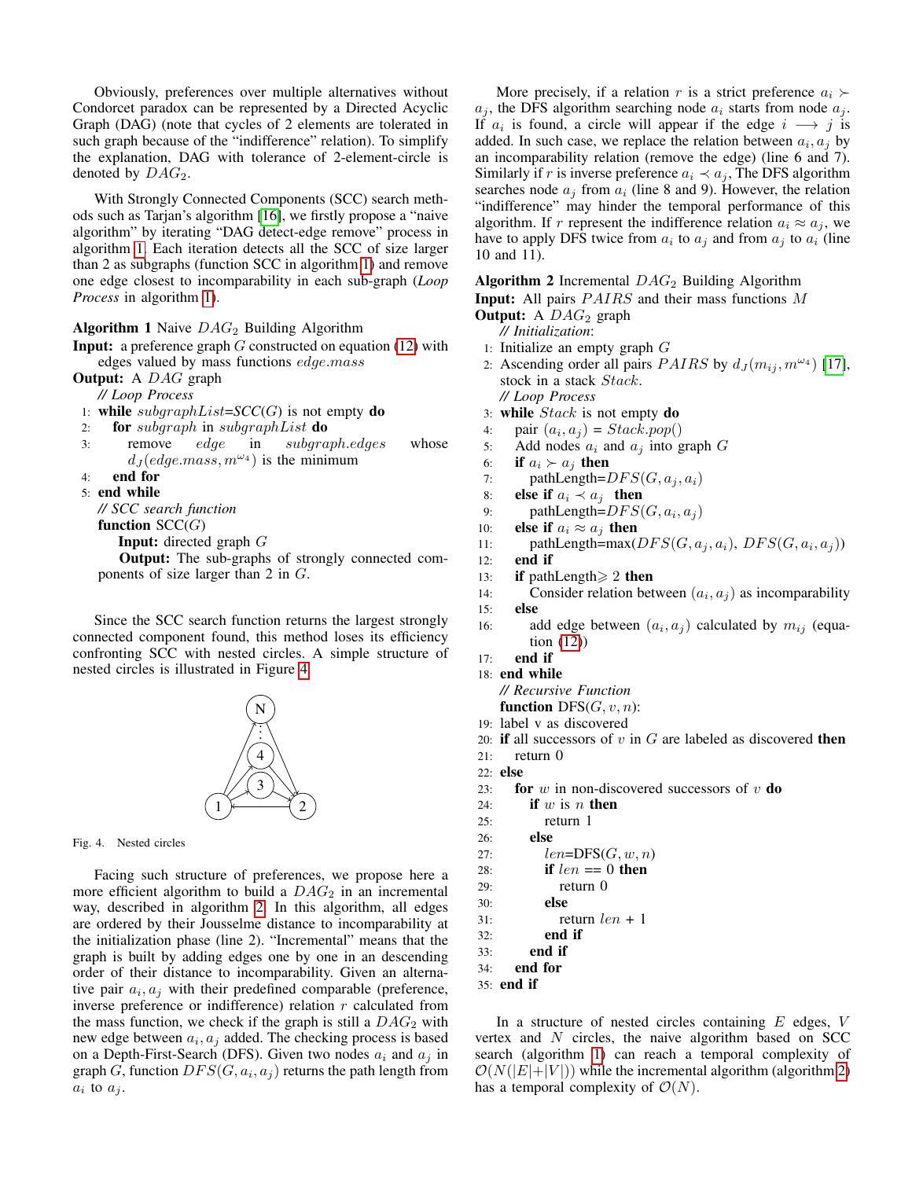Obviously, preferences over multiple alternatives without Condorcet paradox can be represented by a Directed Acyclic Graph (DAG) (note that cycles of 2 elements are tolerated in such graph because of the "indifference" relation). To simplify the explanation, DAG with tolerance of 2-element-circle is denoted by $DAG_2$.

With Strongly Connected Components (SCC) search methods such as Tarjan's algorithm [16], we firstly propose a "naive algorithm" by iterating "DAG detect-edge remove" process in algorithm 1. Each iteration detects all the SCC of size larger than 2 as subgraphs (function SCC in algorithm 1) and remove one edge closest to incomparability in each sub-graph (*Loop Process* in algorithm 1).

**Algorithm 1** Naive $DAG_2$ Building Algorithm

**Input:** a preference graph $G$ constructed on equation (12) with edges valued by mass functions $edge.mass$

**Output:** A $DAG$ graph

```
    // Loop Process
1: while subgraphList=SCC(G) is not empty do
2:   for subgraph in subgraphList do
3:     remove edge in subgraph.edges whose
       d_J(edge.mass, m^{ω_4}) is the minimum
4:   end for
5: end while
   // SCC search function
   function SCC(G)
     Input: directed graph G
     Output: The sub-graphs of strongly connected com-
     ponents of size larger than 2 in G.
```

Since the SCC search function returns the largest strongly connected component found, this method loses its efficiency confronting SCC with nested circles. A simple structure of nested circles is illustrated in Figure 4.

Fig. 4. Nested circles

Facing such structure of preferences, we propose here a more efficient algorithm to build a $DAG_2$ in an incremental way, described in algorithm 2. In this algorithm, all edges are ordered by their Jousselme distance to incomparability at the initialization phase (line 2). "Incremental" means that the graph is built by adding edges one by one in an descending order of their distance to incomparability. Given an alternative pair $a_i, a_j$ with their predefined comparable (preference, inverse preference or indifference) relation $r$ calculated from the mass function, we check if the graph is still a $DAG_2$ with new edge between $a_i, a_j$ added. The checking process is based on a Depth-First-Search (DFS). Given two nodes $a_i$ and $a_j$ in graph $G$, function $DFS(G, a_i, a_j)$ returns the path length from $a_i$ to $a_j$.

More precisely, if a relation $r$ is a strict preference $a_i \succ a_j$, the DFS algorithm searching node $a_i$ starts from node $a_j$. If $a_i$ is found, a circle will appear if the edge $i \longrightarrow j$ is added. In such case, we replace the relation between $a_i, a_j$ by an incomparability relation (remove the edge) (line 6 and 7). Similarly if $r$ is inverse preference $a_i \prec a_j$, The DFS algorithm searches node $a_j$ from $a_i$ (line 8 and 9). However, the relation "indifference" may hinder the temporal performance of this algorithm. If $r$ represent the indifference relation $a_i \approx a_j$, we have to apply DFS twice from $a_i$ to $a_j$ and from $a_j$ to $a_i$ (line 10 and 11).

**Algorithm 2** Incremental $DAG_2$ Building Algorithm

**Input:** All pairs $PAIRS$ and their mass functions $M$

**Output:** A $DAG_2$ graph

```
    // Initialization:
1: Initialize an empty graph G
2: Ascending order all pairs PAIRS by d_J(m_ij, m^{ω_4}) [17],
   stock in a stack Stack.
    // Loop Process
3: while Stack is not empty do
4:   pair (a_i, a_j) = Stack.pop()
5:   Add nodes a_i and a_j into graph G
6:   if a_i ≻ a_j then
7:     pathLength=DFS(G, a_j, a_i)
8:   else if a_i ≺ a_j then
9:     pathLength=DFS(G, a_i, a_j)
10:  else if a_i ≈ a_j then
11:    pathLength=max(DFS(G, a_j, a_i), DFS(G, a_i, a_j))
12:  end if
13:  if pathLength ⩾ 2 then
14:    Consider relation between (a_i, a_j) as incomparability
15:  else
16:    add edge between (a_i, a_j) calculated by m_ij (equa-
       tion (12))
17:  end if
18: end while
    // Recursive Function
    function DFS(G, v, n):
19: label v as discovered
20: if all successors of v in G are labeled as discovered then
21:   return 0
22: else
23:   for w in non-discovered successors of v do
24:     if w is n then
25:       return 1
26:     else
27:       len=DFS(G, w, n)
28:       if len == 0 then
29:         return 0
30:       else
31:         return len + 1
32:       end if
33:     end if
34:   end for
35: end if
```

In a structure of nested circles containing $E$ edges, $V$ vertex and $N$ circles, the naive algorithm based on SCC search (algorithm 1) can reach a temporal complexity of $\mathcal{O}(N(|E|+|V|))$ while the incremental algorithm (algorithm 2) has a temporal complexity of $\mathcal{O}(N)$.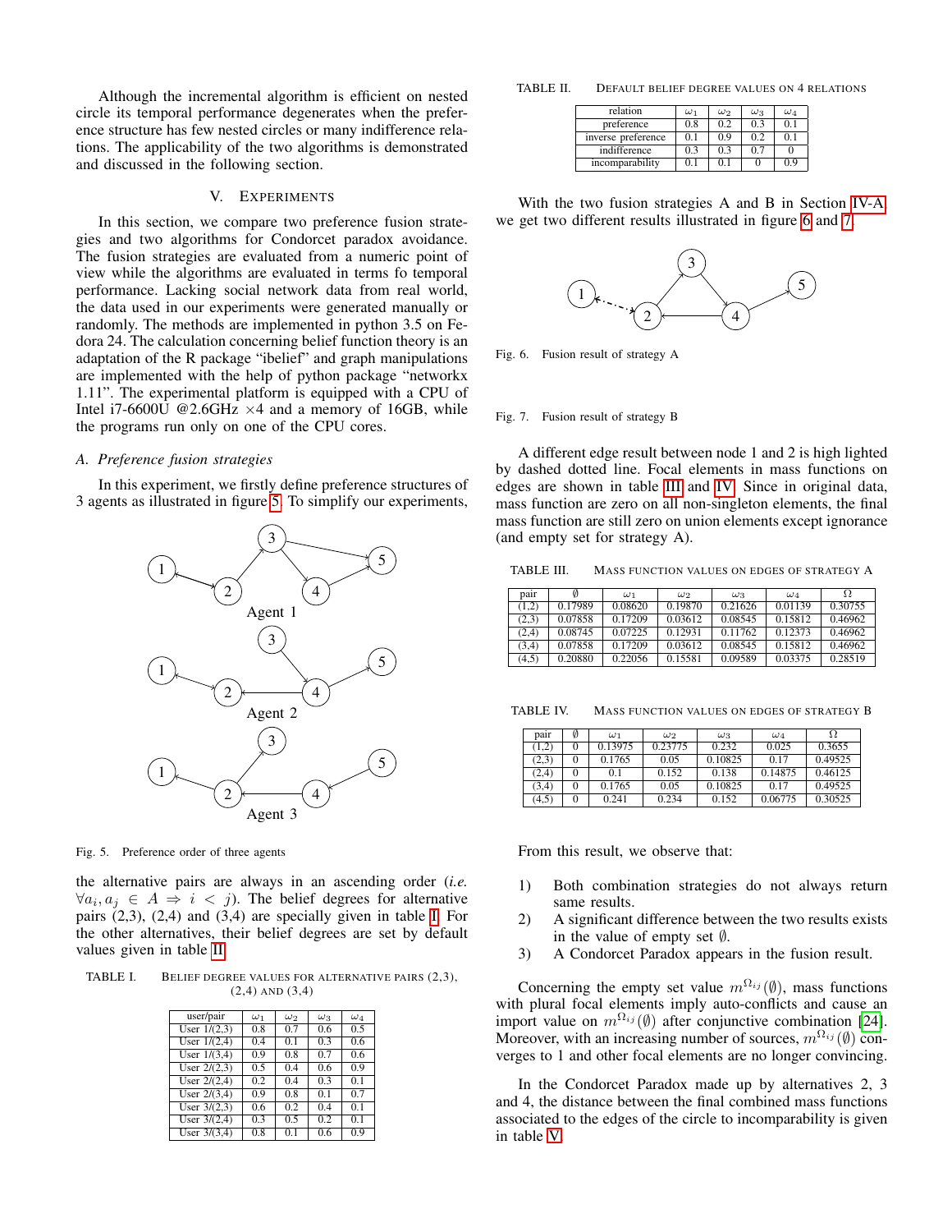Although the incremental algorithm is efficient on nested circle its temporal performance degenerates when the preference structure has few nested circles or many indifference relations. The applicability of the two algorithms is demonstrated and discussed in the following section.

## V. Experiments

In this section, we compare two preference fusion strategies and two algorithms for Condorcet paradox avoidance. The fusion strategies are evaluated from a numeric point of view while the algorithms are evaluated in terms fo temporal performance. Lacking social network data from real world, the data used in our experiments were generated manually or randomly. The methods are implemented in python 3.5 on Fedora 24. The calculation concerning belief function theory is an adaptation of the R package "ibelief" and graph manipulations are implemented with the help of python package "networkx 1.11". The experimental platform is equipped with a CPU of Intel i7-6600U @2.6GHz ×4 and a memory of 16GB, while the programs run only on one of the CPU cores.

### A. Preference fusion strategies

In this experiment, we firstly define preference structures of 3 agents as illustrated in figure 5. To simplify our experiments, the alternative pairs are always in an ascending order (*i.e.* $\forall a_i, a_j \in A \Rightarrow i < j$). The belief degrees for alternative pairs (2,3), (2,4) and (3,4) are specially given in table I. For the other alternatives, their belief degrees are set by default values given in table II.

Fig. 5. Preference order of three agents

TABLE I. Belief degree values for alternative pairs (2,3), (2,4) and (3,4)

| user/pair | $\omega_1$ | $\omega_2$ | $\omega_3$ | $\omega_4$ |
|---|---|---|---|---|
| User 1/(2,3) | 0.8 | 0.7 | 0.6 | 0.5 |
| User 1/(2,4) | 0.4 | 0.1 | 0.3 | 0.6 |
| User 1/(3,4) | 0.9 | 0.8 | 0.7 | 0.6 |
| User 2/(2,3) | 0.5 | 0.4 | 0.6 | 0.9 |
| User 2/(2,4) | 0.2 | 0.4 | 0.3 | 0.1 |
| User 2/(3,4) | 0.9 | 0.8 | 0.1 | 0.7 |
| User 3/(2,3) | 0.6 | 0.2 | 0.4 | 0.1 |
| User 3/(2,4) | 0.3 | 0.5 | 0.2 | 0.1 |
| User 3/(3,4) | 0.8 | 0.1 | 0.6 | 0.9 |

TABLE II. Default belief degree values on 4 relations

| relation | $\omega_1$ | $\omega_2$ | $\omega_3$ | $\omega_4$ |
|---|---|---|---|---|
| preference | 0.8 | 0.2 | 0.3 | 0.1 |
| inverse preference | 0.1 | 0.9 | 0.2 | 0.1 |
| indifference | 0.3 | 0.3 | 0.7 | 0 |
| incomparability | 0.1 | 0.1 | 0 | 0.9 |

With the two fusion strategies A and B in Section IV-A, we get two different results illustrated in figure 6 and 7.

Fig. 6. Fusion result of strategy A

Fig. 7. Fusion result of strategy B

A different edge result between node 1 and 2 is high lighted by dashed dotted line. Focal elements in mass functions on edges are shown in table III and IV. Since in original data, mass function are zero on all non-singleton elements, the final mass function are still zero on union elements except ignorance (and empty set for strategy A).

TABLE III. Mass function values on edges of strategy A

| pair | $\emptyset$ | $\omega_1$ | $\omega_2$ | $\omega_3$ | $\omega_4$ | $\Omega$ |
|---|---|---|---|---|---|---|
| (1,2) | 0.17989 | 0.08620 | 0.19870 | 0.21626 | 0.01139 | 0.30755 |
| (2,3) | 0.07858 | 0.17209 | 0.03612 | 0.08545 | 0.15812 | 0.46962 |
| (2,4) | 0.08745 | 0.07225 | 0.12931 | 0.11762 | 0.12373 | 0.46962 |
| (3,4) | 0.07858 | 0.17209 | 0.03612 | 0.08545 | 0.15812 | 0.46962 |
| (4,5) | 0.20880 | 0.22056 | 0.15581 | 0.09589 | 0.03375 | 0.28519 |

TABLE IV. Mass function values on edges of strategy B

| pair | $\emptyset$ | $\omega_1$ | $\omega_2$ | $\omega_3$ | $\omega_4$ | $\Omega$ |
|---|---|---|---|---|---|---|
| (1,2) | 0 | 0.13975 | 0.23775 | 0.232 | 0.025 | 0.3655 |
| (2,3) | 0 | 0.1765 | 0.05 | 0.10825 | 0.17 | 0.49525 |
| (2,4) | 0 | 0.1 | 0.152 | 0.138 | 0.14875 | 0.46125 |
| (3,4) | 0 | 0.1765 | 0.05 | 0.10825 | 0.17 | 0.49525 |
| (4,5) | 0 | 0.241 | 0.234 | 0.152 | 0.06775 | 0.30525 |

From this result, we observe that:

1) Both combination strategies do not always return same results.
2) A significant difference between the two results exists in the value of empty set $\emptyset$.
3) A Condorcet Paradox appears in the fusion result.

Concerning the empty set value $m^{\Omega_{ij}}(\emptyset)$, mass functions with plural focal elements imply auto-conflicts and cause an import value on $m^{\Omega_{ij}}(\emptyset)$ after conjunctive combination [24]. Moreover, with an increasing number of sources, $m^{\Omega_{ij}}(\emptyset)$ converges to 1 and other focal elements are no longer convincing.

In the Condorcet Paradox made up by alternatives 2, 3 and 4, the distance between the final combined mass functions associated to the edges of the circle to incomparability is given in table V.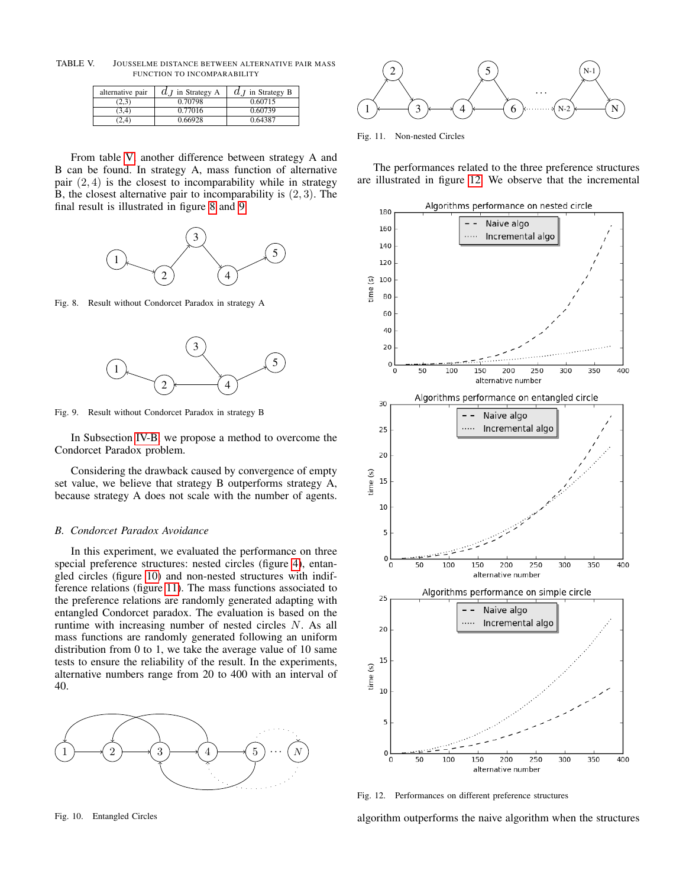TABLE V. JOUSSELME DISTANCE BETWEEN ALTERNATIVE PAIR MASS FUNCTION TO INCOMPARABILITY

| alternative pair | $d_J$ in Strategy A | $d_J$ in Strategy B |
|---|---|---|
| (2,3) | 0.70798 | 0.60715 |
| (3,4) | 0.77016 | 0.60739 |
| (2,4) | 0.66928 | 0.64387 |

From table V another difference between strategy A and B can be found. In strategy A, mass function of alternative pair $(2, 4)$ is the closest to incomparability while in strategy B, the closest alternative pair to incomparability is $(2, 3)$. The final result is illustrated in figure 8 and 9.

Fig. 8. Result without Condorcet Paradox in strategy A

Fig. 9. Result without Condorcet Paradox in strategy B

In Subsection IV-B, we propose a method to overcome the Condorcet Paradox problem.

Considering the drawback caused by convergence of empty set value, we believe that strategy B outperforms strategy A, because strategy A does not scale with the number of agents.

### B. Condorcet Paradox Avoidance

In this experiment, we evaluated the performance on three special preference structures: nested circles (figure 4), entangled circles (figure 10) and non-nested structures with indifference relations (figure 11). The mass functions associated to the preference relations are randomly generated adapting with entangled Condorcet paradox. The evaluation is based on the runtime with increasing number of nested circles $N$. As all mass functions are randomly generated following an uniform distribution from 0 to 1, we take the average value of 10 same tests to ensure the reliability of the result. In the experiments, alternative numbers range from 20 to 400 with an interval of 40.

Fig. 10. Entangled Circles

Fig. 11. Non-nested Circles

The performances related to the three preference structures are illustrated in figure 12. We observe that the incremental

Fig. 12. Performances on different preference structures

algorithm outperforms the naive algorithm when the structures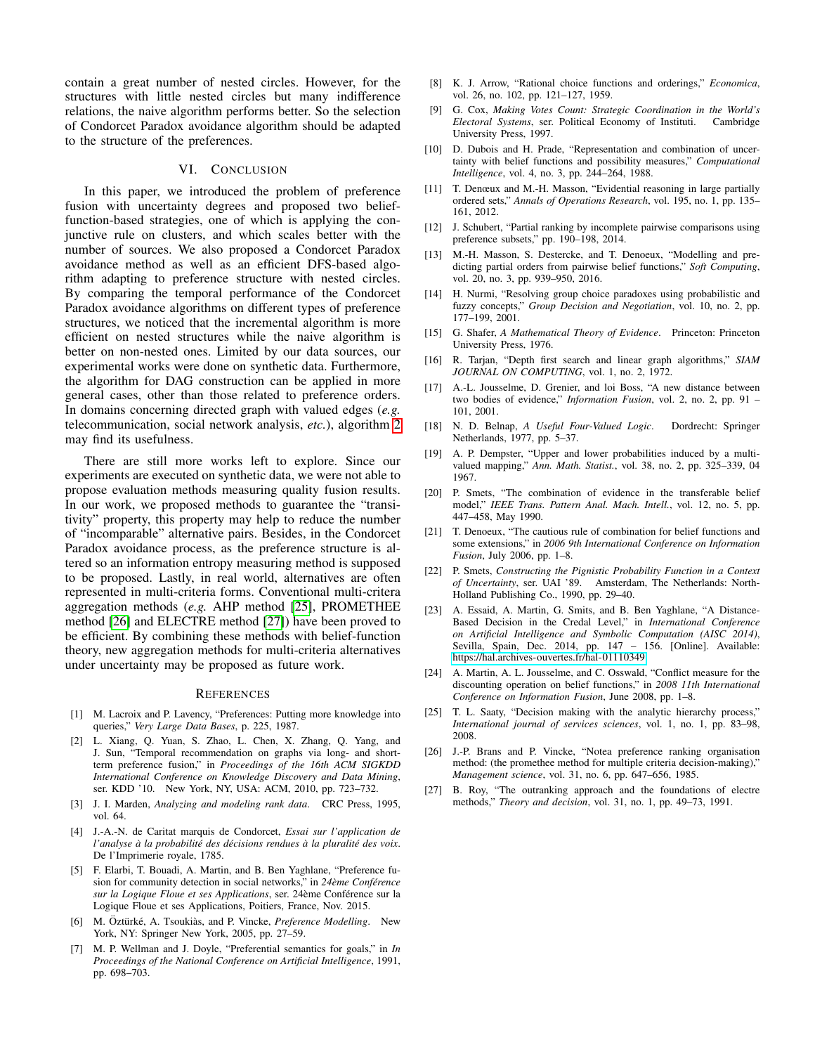contain a great number of nested circles. However, for the structures with little nested circles but many indifference relations, the naive algorithm performs better. So the selection of Condorcet Paradox avoidance algorithm should be adapted to the structure of the preferences.

## VI. Conclusion

In this paper, we introduced the problem of preference fusion with uncertainty degrees and proposed two belief-function-based strategies, one of which is applying the conjunctive rule on clusters, and which scales better with the number of sources. We also proposed a Condorcet Paradox avoidance method as well as an efficient DFS-based algorithm adapting to preference structure with nested circles. By comparing the temporal performance of the Condorcet Paradox avoidance algorithms on different types of preference structures, we noticed that the incremental algorithm is more efficient on nested structures while the naive algorithm is better on non-nested ones. Limited by our data sources, our experimental works were done on synthetic data. Furthermore, the algorithm for DAG construction can be applied in more general cases, other than those related to preference orders. In domains concerning directed graph with valued edges (*e.g.* telecommunication, social network analysis, *etc.*), algorithm 2 may find its usefulness.

There are still more works left to explore. Since our experiments are executed on synthetic data, we were not able to propose evaluation methods measuring quality fusion results. In our work, we proposed methods to guarantee the "transitivity" property, this property may help to reduce the number of "incomparable" alternative pairs. Besides, in the Condorcet Paradox avoidance process, as the preference structure is altered so an information entropy measuring method is supposed to be proposed. Lastly, in real world, alternatives are often represented in multi-criteria forms. Conventional multi-critera aggregation methods (*e.g.* AHP method [25], PROMETHEE method [26] and ELECTRE method [27]) have been proved to be efficient. By combining these methods with belief-function theory, new aggregation methods for multi-criteria alternatives under uncertainty may be proposed as future work.

## References

[1] M. Lacroix and P. Lavency, "Preferences: Putting more knowledge into queries," *Very Large Data Bases*, p. 225, 1987.

[2] L. Xiang, Q. Yuan, S. Zhao, L. Chen, X. Zhang, Q. Yang, and J. Sun, "Temporal recommendation on graphs via long- and short-term preference fusion," in *Proceedings of the 16th ACM SIGKDD International Conference on Knowledge Discovery and Data Mining*, ser. KDD '10. New York, NY, USA: ACM, 2010, pp. 723–732.

[3] J. I. Marden, *Analyzing and modeling rank data*. CRC Press, 1995, vol. 64.

[4] J.-A.-N. de Caritat marquis de Condorcet, *Essai sur l'application de l'analyse à la probabilité des décisions rendues à la pluralité des voix*. De l'Imprimerie royale, 1785.

[5] F. Elarbi, T. Bouadi, A. Martin, and B. Ben Yaghlane, "Preference fusion for community detection in social networks," in *24ème Conférence sur la Logique Floue et ses Applications*, ser. 24ème Conférence sur la Logique Floue et ses Applications, Poitiers, France, Nov. 2015.

[6] M. Öztürké, A. Tsoukiàs, and P. Vincke, *Preference Modelling*. New York, NY: Springer New York, 2005, pp. 27–59.

[7] M. P. Wellman and J. Doyle, "Preferential semantics for goals," in *In Proceedings of the National Conference on Artificial Intelligence*, 1991, pp. 698–703.

[8] K. J. Arrow, "Rational choice functions and orderings," *Economica*, vol. 26, no. 102, pp. 121–127, 1959.

[9] G. Cox, *Making Votes Count: Strategic Coordination in the World's Electoral Systems*, ser. Political Economy of Instituti. Cambridge University Press, 1997.

[10] D. Dubois and H. Prade, "Representation and combination of uncertainty with belief functions and possibility measures," *Computational Intelligence*, vol. 4, no. 3, pp. 244–264, 1988.

[11] T. Denœux and M.-H. Masson, "Evidential reasoning in large partially ordered sets," *Annals of Operations Research*, vol. 195, no. 1, pp. 135–161, 2012.

[12] J. Schubert, "Partial ranking by incomplete pairwise comparisons using preference subsets," pp. 190–198, 2014.

[13] M.-H. Masson, S. Destercke, and T. Denoeux, "Modelling and predicting partial orders from pairwise belief functions," *Soft Computing*, vol. 20, no. 3, pp. 939–950, 2016.

[14] H. Nurmi, "Resolving group choice paradoxes using probabilistic and fuzzy concepts," *Group Decision and Negotiation*, vol. 10, no. 2, pp. 177–199, 2001.

[15] G. Shafer, *A Mathematical Theory of Evidence*. Princeton: Princeton University Press, 1976.

[16] R. Tarjan, "Depth first search and linear graph algorithms," *SIAM JOURNAL ON COMPUTING*, vol. 1, no. 2, 1972.

[17] A.-L. Jousselme, D. Grenier, and loi Boss, "A new distance between two bodies of evidence," *Information Fusion*, vol. 2, no. 2, pp. 91 – 101, 2001.

[18] N. D. Belnap, *A Useful Four-Valued Logic*. Dordrecht: Springer Netherlands, 1977, pp. 5–37.

[19] A. P. Dempster, "Upper and lower probabilities induced by a multivalued mapping," *Ann. Math. Statist.*, vol. 38, no. 2, pp. 325–339, 04 1967.

[20] P. Smets, "The combination of evidence in the transferable belief model," *IEEE Trans. Pattern Anal. Mach. Intell.*, vol. 12, no. 5, pp. 447–458, May 1990.

[21] T. Denoeux, "The cautious rule of combination for belief functions and some extensions," in *2006 9th International Conference on Information Fusion*, July 2006, pp. 1–8.

[22] P. Smets, *Constructing the Pignistic Probability Function in a Context of Uncertainty*, ser. UAI '89. Amsterdam, The Netherlands: North-Holland Publishing Co., 1990, pp. 29–40.

[23] A. Essaid, A. Martin, G. Smits, and B. Ben Yaghlane, "A Distance-Based Decision in the Credal Level," in *International Conference on Artificial Intelligence and Symbolic Computation (AISC 2014)*, Sevilla, Spain, Dec. 2014, pp. 147 – 156. [Online]. Available: https://hal.archives-ouvertes.fr/hal-01110349

[24] A. Martin, A. L. Jousselme, and C. Osswald, "Conflict measure for the discounting operation on belief functions," in *2008 11th International Conference on Information Fusion*, June 2008, pp. 1–8.

[25] T. L. Saaty, "Decision making with the analytic hierarchy process," *International journal of services sciences*, vol. 1, no. 1, pp. 83–98, 2008.

[26] J.-P. Brans and P. Vincke, "Notea preference ranking organisation method: (the promethee method for multiple criteria decision-making)," *Management science*, vol. 31, no. 6, pp. 647–656, 1985.

[27] B. Roy, "The outranking approach and the foundations of electre methods," *Theory and decision*, vol. 31, no. 1, pp. 49–73, 1991.